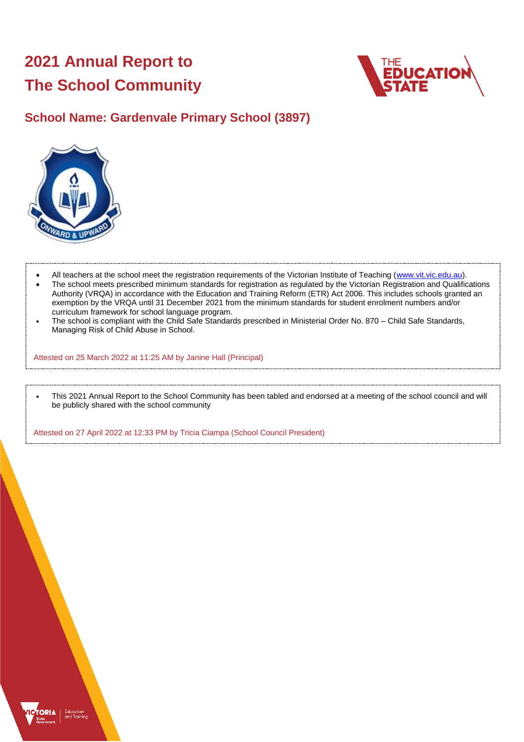# 2021 Annual Report to The School Community

## School Name: Gardenvale Primary School (3897)

- All teachers at the school meet the registration requirements of the Victorian Institute of Teaching (www.vit.vic.edu.au).
- The school meets prescribed minimum standards for registration as regulated by the Victorian Registration and Qualifications Authority (VRQA) in accordance with the Education and Training Reform (ETR) Act 2006. This includes schools granted an exemption by the VRQA until 31 December 2021 from the minimum standards for student enrolment numbers and/or curriculum framework for school language program.
- The school is compliant with the Child Safe Standards prescribed in Ministerial Order No. 870 – Child Safe Standards, Managing Risk of Child Abuse in School.

Attested on 25 March 2022 at 11:25 AM by Janine Hall (Principal)

- This 2021 Annual Report to the School Community has been tabled and endorsed at a meeting of the school council and will be publicly shared with the school community

Attested on 27 April 2022 at 12:33 PM by Tricia Ciampa (School Council President)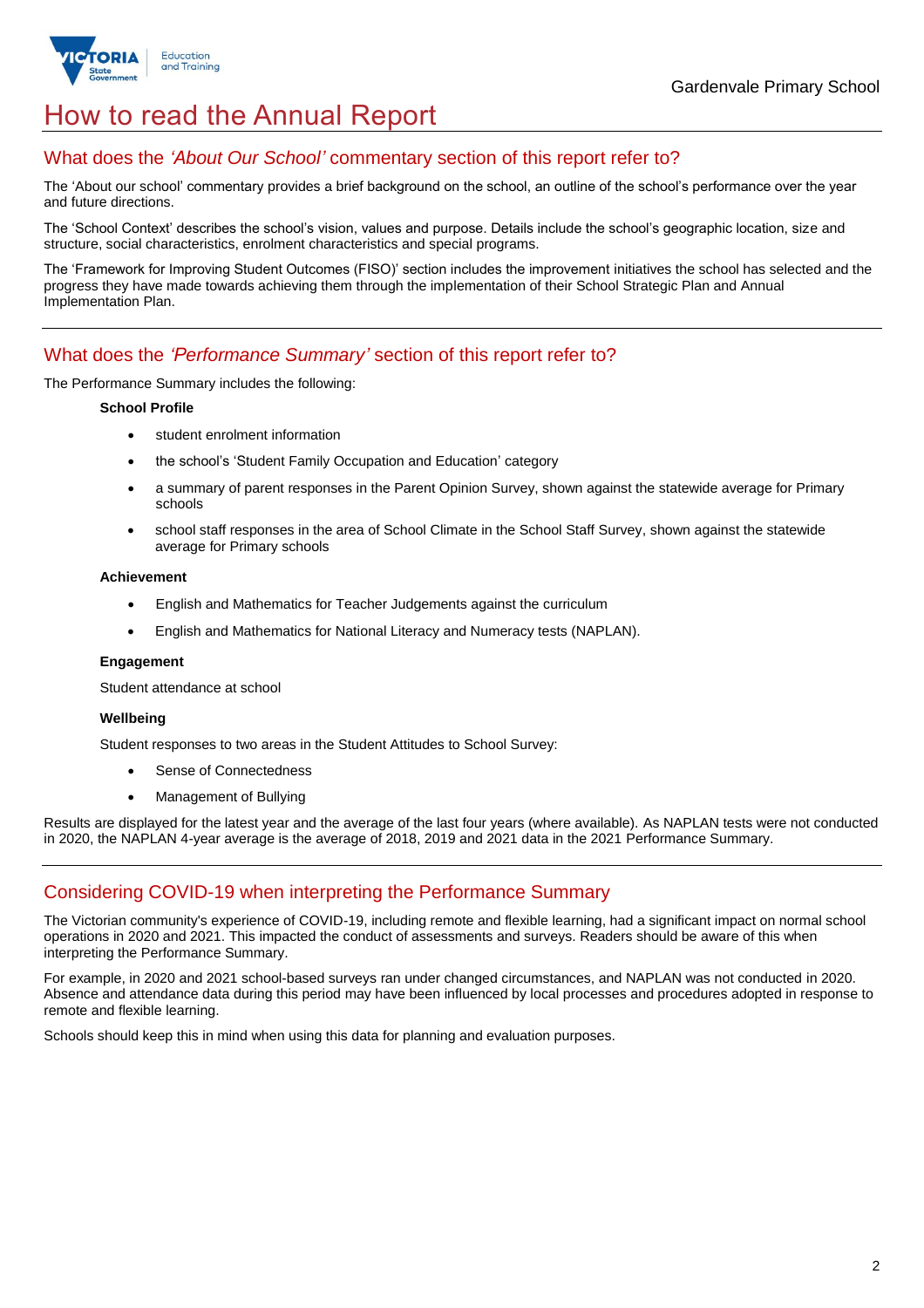# How to read the Annual Report

## What does the *'About Our School'* commentary section of this report refer to?

The 'About our school' commentary provides a brief background on the school, an outline of the school's performance over the year and future directions.

The 'School Context' describes the school's vision, values and purpose. Details include the school's geographic location, size and structure, social characteristics, enrolment characteristics and special programs.

The 'Framework for Improving Student Outcomes (FISO)' section includes the improvement initiatives the school has selected and the progress they have made towards achieving them through the implementation of their School Strategic Plan and Annual Implementation Plan.

## What does the *'Performance Summary'* section of this report refer to?

The Performance Summary includes the following:

**School Profile**

- student enrolment information
- the school's 'Student Family Occupation and Education' category
- a summary of parent responses in the Parent Opinion Survey, shown against the statewide average for Primary schools
- school staff responses in the area of School Climate in the School Staff Survey, shown against the statewide average for Primary schools

**Achievement**

- English and Mathematics for Teacher Judgements against the curriculum
- English and Mathematics for National Literacy and Numeracy tests (NAPLAN).

**Engagement**

Student attendance at school

**Wellbeing**

Student responses to two areas in the Student Attitudes to School Survey:

- Sense of Connectedness
- Management of Bullying

Results are displayed for the latest year and the average of the last four years (where available). As NAPLAN tests were not conducted in 2020, the NAPLAN 4-year average is the average of 2018, 2019 and 2021 data in the 2021 Performance Summary.

## Considering COVID-19 when interpreting the Performance Summary

The Victorian community's experience of COVID-19, including remote and flexible learning, had a significant impact on normal school operations in 2020 and 2021. This impacted the conduct of assessments and surveys. Readers should be aware of this when interpreting the Performance Summary.

For example, in 2020 and 2021 school-based surveys ran under changed circumstances, and NAPLAN was not conducted in 2020. Absence and attendance data during this period may have been influenced by local processes and procedures adopted in response to remote and flexible learning.

Schools should keep this in mind when using this data for planning and evaluation purposes.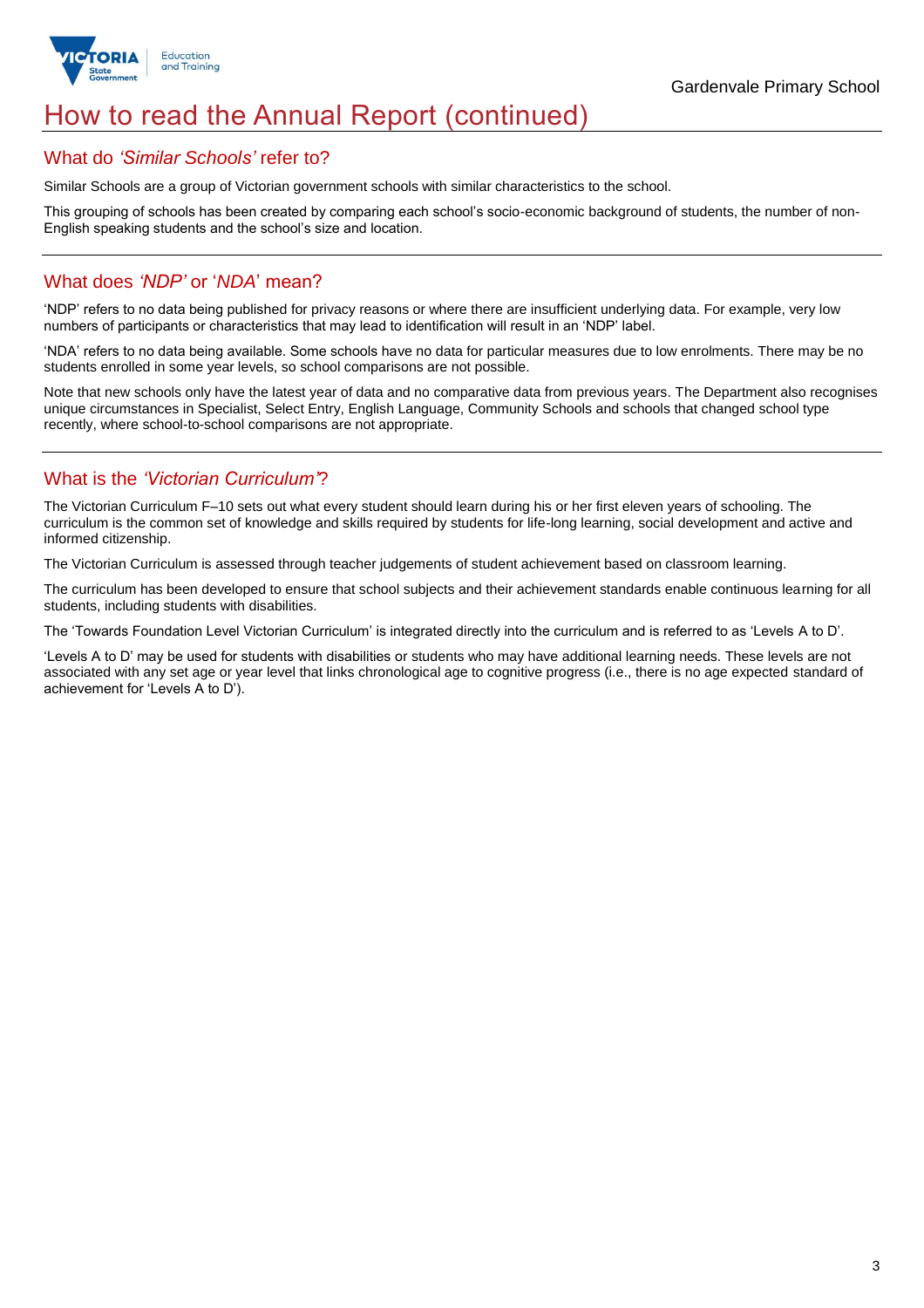# How to read the Annual Report (continued)

## What do *'Similar Schools'* refer to?

Similar Schools are a group of Victorian government schools with similar characteristics to the school.

This grouping of schools has been created by comparing each school's socio-economic background of students, the number of non-English speaking students and the school's size and location.

## What does *'NDP'* or '*NDA*' mean?

'NDP' refers to no data being published for privacy reasons or where there are insufficient underlying data. For example, very low numbers of participants or characteristics that may lead to identification will result in an 'NDP' label.

'NDA' refers to no data being available. Some schools have no data for particular measures due to low enrolments. There may be no students enrolled in some year levels, so school comparisons are not possible.

Note that new schools only have the latest year of data and no comparative data from previous years. The Department also recognises unique circumstances in Specialist, Select Entry, English Language, Community Schools and schools that changed school type recently, where school-to-school comparisons are not appropriate.

## What is the *'Victorian Curriculum'*?

The Victorian Curriculum F–10 sets out what every student should learn during his or her first eleven years of schooling. The curriculum is the common set of knowledge and skills required by students for life-long learning, social development and active and informed citizenship.

The Victorian Curriculum is assessed through teacher judgements of student achievement based on classroom learning.

The curriculum has been developed to ensure that school subjects and their achievement standards enable continuous learning for all students, including students with disabilities.

The 'Towards Foundation Level Victorian Curriculum' is integrated directly into the curriculum and is referred to as 'Levels A to D'.

'Levels A to D' may be used for students with disabilities or students who may have additional learning needs. These levels are not associated with any set age or year level that links chronological age to cognitive progress (i.e., there is no age expected standard of achievement for 'Levels A to D').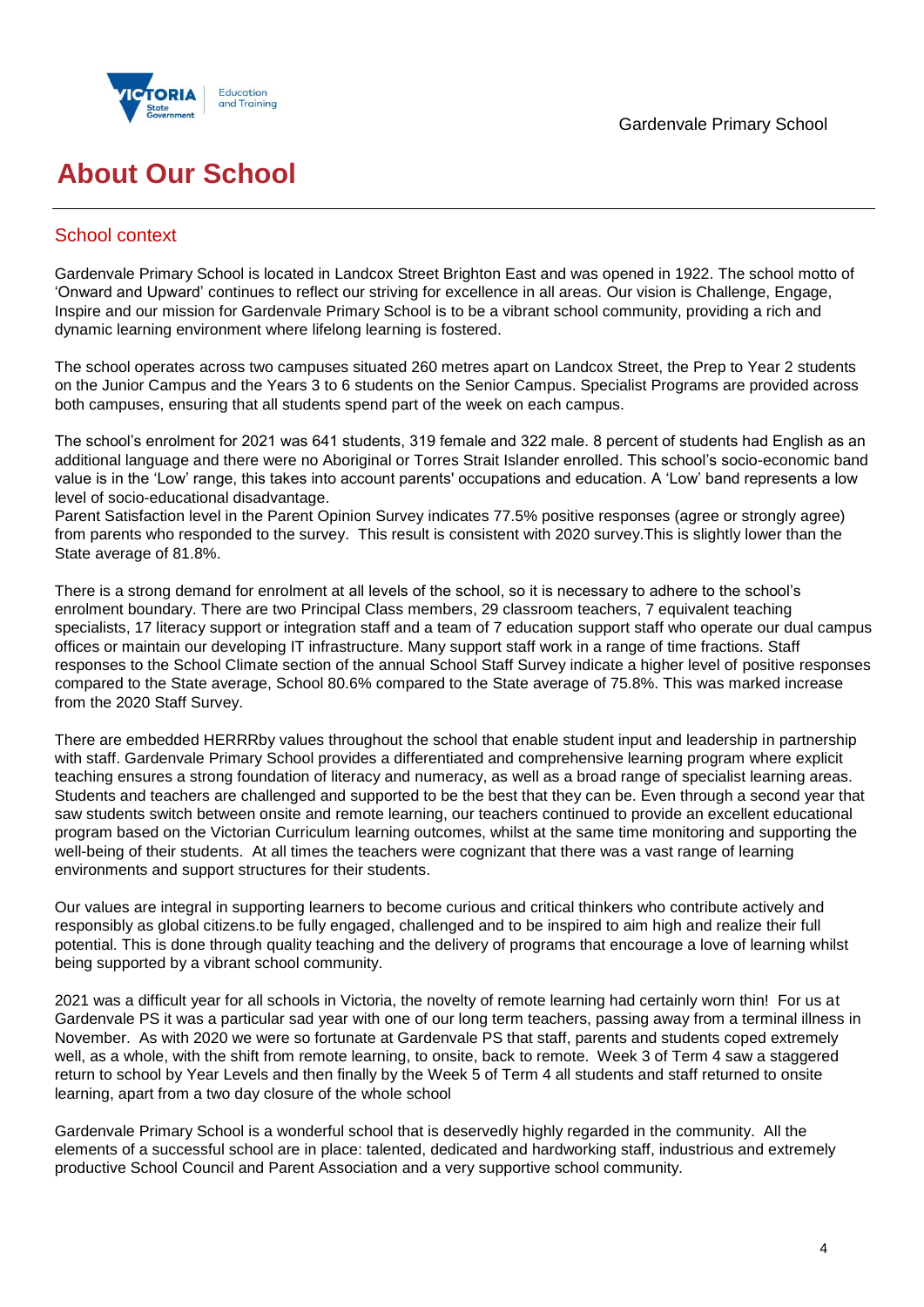# About Our School

## School context

Gardenvale Primary School is located in Landcox Street Brighton East and was opened in 1922. The school motto of 'Onward and Upward' continues to reflect our striving for excellence in all areas. Our vision is Challenge, Engage, Inspire and our mission for Gardenvale Primary School is to be a vibrant school community, providing a rich and dynamic learning environment where lifelong learning is fostered.

The school operates across two campuses situated 260 metres apart on Landcox Street, the Prep to Year 2 students on the Junior Campus and the Years 3 to 6 students on the Senior Campus. Specialist Programs are provided across both campuses, ensuring that all students spend part of the week on each campus.

The school's enrolment for 2021 was 641 students, 319 female and 322 male. 8 percent of students had English as an additional language and there were no Aboriginal or Torres Strait Islander enrolled. This school's socio-economic band value is in the 'Low' range, this takes into account parents' occupations and education. A 'Low' band represents a low level of socio-educational disadvantage.
Parent Satisfaction level in the Parent Opinion Survey indicates 77.5% positive responses (agree or strongly agree) from parents who responded to the survey. This result is consistent with 2020 survey.This is slightly lower than the State average of 81.8%.

There is a strong demand for enrolment at all levels of the school, so it is necessary to adhere to the school's enrolment boundary. There are two Principal Class members, 29 classroom teachers, 7 equivalent teaching specialists, 17 literacy support or integration staff and a team of 7 education support staff who operate our dual campus offices or maintain our developing IT infrastructure. Many support staff work in a range of time fractions. Staff responses to the School Climate section of the annual School Staff Survey indicate a higher level of positive responses compared to the State average, School 80.6% compared to the State average of 75.8%. This was marked increase from the 2020 Staff Survey.

There are embedded HERRRby values throughout the school that enable student input and leadership in partnership with staff. Gardenvale Primary School provides a differentiated and comprehensive learning program where explicit teaching ensures a strong foundation of literacy and numeracy, as well as a broad range of specialist learning areas. Students and teachers are challenged and supported to be the best that they can be. Even through a second year that saw students switch between onsite and remote learning, our teachers continued to provide an excellent educational program based on the Victorian Curriculum learning outcomes, whilst at the same time monitoring and supporting the well-being of their students. At all times the teachers were cognizant that there was a vast range of learning environments and support structures for their students.

Our values are integral in supporting learners to become curious and critical thinkers who contribute actively and responsibly as global citizens.to be fully engaged, challenged and to be inspired to aim high and realize their full potential. This is done through quality teaching and the delivery of programs that encourage a love of learning whilst being supported by a vibrant school community.

2021 was a difficult year for all schools in Victoria, the novelty of remote learning had certainly worn thin! For us at Gardenvale PS it was a particular sad year with one of our long term teachers, passing away from a terminal illness in November. As with 2020 we were so fortunate at Gardenvale PS that staff, parents and students coped extremely well, as a whole, with the shift from remote learning, to onsite, back to remote. Week 3 of Term 4 saw a staggered return to school by Year Levels and then finally by the Week 5 of Term 4 all students and staff returned to onsite learning, apart from a two day closure of the whole school

Gardenvale Primary School is a wonderful school that is deservedly highly regarded in the community. All the elements of a successful school are in place: talented, dedicated and hardworking staff, industrious and extremely productive School Council and Parent Association and a very supportive school community.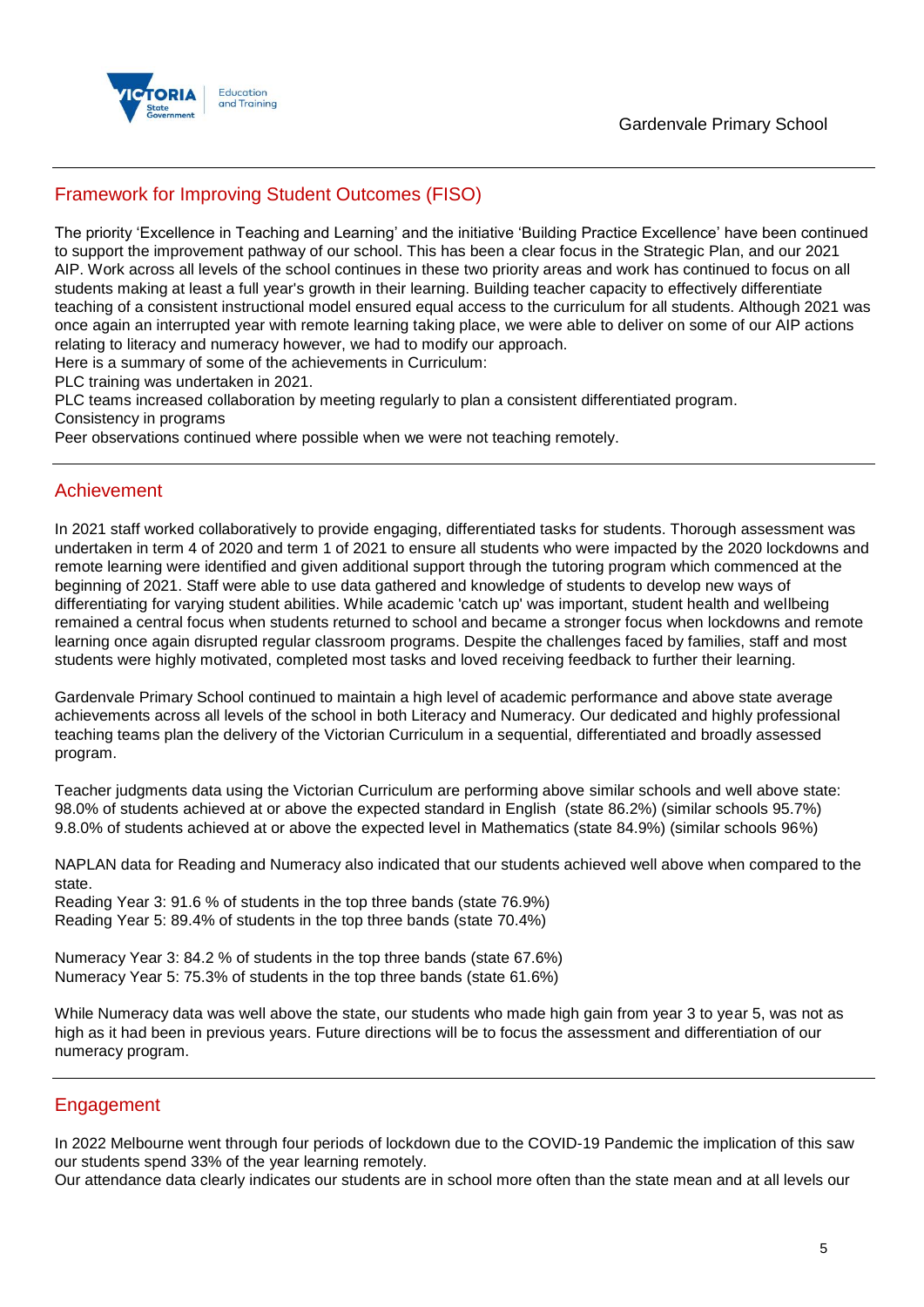## Framework for Improving Student Outcomes (FISO)

The priority 'Excellence in Teaching and Learning' and the initiative 'Building Practice Excellence' have been continued to support the improvement pathway of our school. This has been a clear focus in the Strategic Plan, and our 2021 AIP. Work across all levels of the school continues in these two priority areas and work has continued to focus on all students making at least a full year's growth in their learning. Building teacher capacity to effectively differentiate teaching of a consistent instructional model ensured equal access to the curriculum for all students. Although 2021 was once again an interrupted year with remote learning taking place, we were able to deliver on some of our AIP actions relating to literacy and numeracy however, we had to modify our approach.
Here is a summary of some of the achievements in Curriculum:
PLC training was undertaken in 2021.
PLC teams increased collaboration by meeting regularly to plan a consistent differentiated program.
Consistency in programs
Peer observations continued where possible when we were not teaching remotely.

## Achievement

In 2021 staff worked collaboratively to provide engaging, differentiated tasks for students. Thorough assessment was undertaken in term 4 of 2020 and term 1 of 2021 to ensure all students who were impacted by the 2020 lockdowns and remote learning were identified and given additional support through the tutoring program which commenced at the beginning of 2021. Staff were able to use data gathered and knowledge of students to develop new ways of differentiating for varying student abilities. While academic 'catch up' was important, student health and wellbeing remained a central focus when students returned to school and became a stronger focus when lockdowns and remote learning once again disrupted regular classroom programs. Despite the challenges faced by families, staff and most students were highly motivated, completed most tasks and loved receiving feedback to further their learning.

Gardenvale Primary School continued to maintain a high level of academic performance and above state average achievements across all levels of the school in both Literacy and Numeracy. Our dedicated and highly professional teaching teams plan the delivery of the Victorian Curriculum in a sequential, differentiated and broadly assessed program.

Teacher judgments data using the Victorian Curriculum are performing above similar schools and well above state:
98.0% of students achieved at or above the expected standard in English (state 86.2%) (similar schools 95.7%)
9.8.0% of students achieved at or above the expected level in Mathematics (state 84.9%) (similar schools 96%)

NAPLAN data for Reading and Numeracy also indicated that our students achieved well above when compared to the state.
Reading Year 3: 91.6 % of students in the top three bands (state 76.9%)
Reading Year 5: 89.4% of students in the top three bands (state 70.4%)

Numeracy Year 3: 84.2 % of students in the top three bands (state 67.6%)
Numeracy Year 5: 75.3% of students in the top three bands (state 61.6%)

While Numeracy data was well above the state, our students who made high gain from year 3 to year 5, was not as high as it had been in previous years. Future directions will be to focus the assessment and differentiation of our numeracy program.

## Engagement

In 2022 Melbourne went through four periods of lockdown due to the COVID-19 Pandemic the implication of this saw our students spend 33% of the year learning remotely.
Our attendance data clearly indicates our students are in school more often than the state mean and at all levels our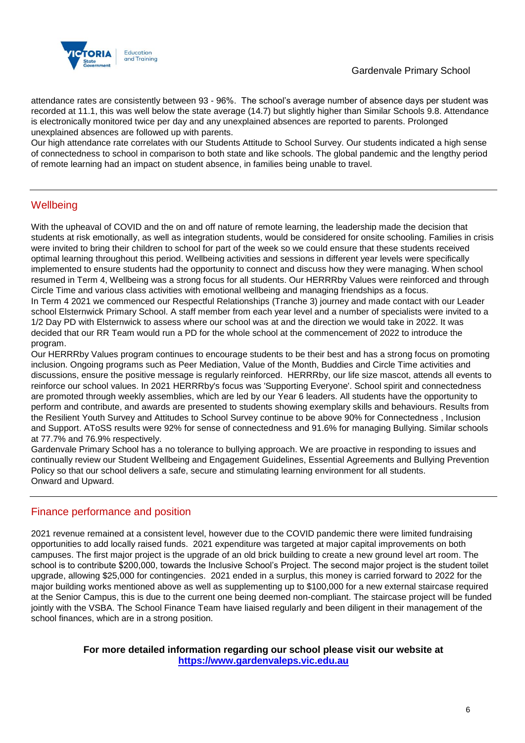attendance rates are consistently between 93 - 96%. The school's average number of absence days per student was recorded at 11.1, this was well below the state average (14.7) but slightly higher than Similar Schools 9.8. Attendance is electronically monitored twice per day and any unexplained absences are reported to parents. Prolonged unexplained absences are followed up with parents.

Our high attendance rate correlates with our Students Attitude to School Survey. Our students indicated a high sense of connectedness to school in comparison to both state and like schools. The global pandemic and the lengthy period of remote learning had an impact on student absence, in families being unable to travel.

## Wellbeing

With the upheaval of COVID and the on and off nature of remote learning, the leadership made the decision that students at risk emotionally, as well as integration students, would be considered for onsite schooling. Families in crisis were invited to bring their children to school for part of the week so we could ensure that these students received optimal learning throughout this period. Wellbeing activities and sessions in different year levels were specifically implemented to ensure students had the opportunity to connect and discuss how they were managing. When school resumed in Term 4, Wellbeing was a strong focus for all students. Our HERRRby Values were reinforced and through Circle Time and various class activities with emotional wellbeing and managing friendships as a focus.

In Term 4 2021 we commenced our Respectful Relationships (Tranche 3) journey and made contact with our Leader school Elsternwick Primary School. A staff member from each year level and a number of specialists were invited to a 1/2 Day PD with Elsternwick to assess where our school was at and the direction we would take in 2022. It was decided that our RR Team would run a PD for the whole school at the commencement of 2022 to introduce the program.

Our HERRRby Values program continues to encourage students to be their best and has a strong focus on promoting inclusion. Ongoing programs such as Peer Mediation, Value of the Month, Buddies and Circle Time activities and discussions, ensure the positive message is regularly reinforced. HERRRby, our life size mascot, attends all events to reinforce our school values. In 2021 HERRRby's focus was 'Supporting Everyone'. School spirit and connectedness are promoted through weekly assemblies, which are led by our Year 6 leaders. All students have the opportunity to perform and contribute, and awards are presented to students showing exemplary skills and behaviours. Results from the Resilient Youth Survey and Attitudes to School Survey continue to be above 90% for Connectedness , Inclusion and Support. AToSS results were 92% for sense of connectedness and 91.6% for managing Bullying. Similar schools at 77.7% and 76.9% respectively.

Gardenvale Primary School has a no tolerance to bullying approach. We are proactive in responding to issues and continually review our Student Wellbeing and Engagement Guidelines, Essential Agreements and Bullying Prevention Policy so that our school delivers a safe, secure and stimulating learning environment for all students.

Onward and Upward.

## Finance performance and position

2021 revenue remained at a consistent level, however due to the COVID pandemic there were limited fundraising opportunities to add locally raised funds. 2021 expenditure was targeted at major capital improvements on both campuses. The first major project is the upgrade of an old brick building to create a new ground level art room. The school is to contribute $200,000, towards the Inclusive School's Project. The second major project is the student toilet upgrade, allowing $25,000 for contingencies. 2021 ended in a surplus, this money is carried forward to 2022 for the major building works mentioned above as well as supplementing up to $100,000 for a new external staircase required at the Senior Campus, this is due to the current one being deemed non-compliant. The staircase project will be funded jointly with the VSBA. The School Finance Team have liaised regularly and been diligent in their management of the school finances, which are in a strong position.

**For more detailed information regarding our school please visit our website at [https://www.gardenvaleps.vic.edu.au](https://www.gardenvaleps.vic.edu.au)**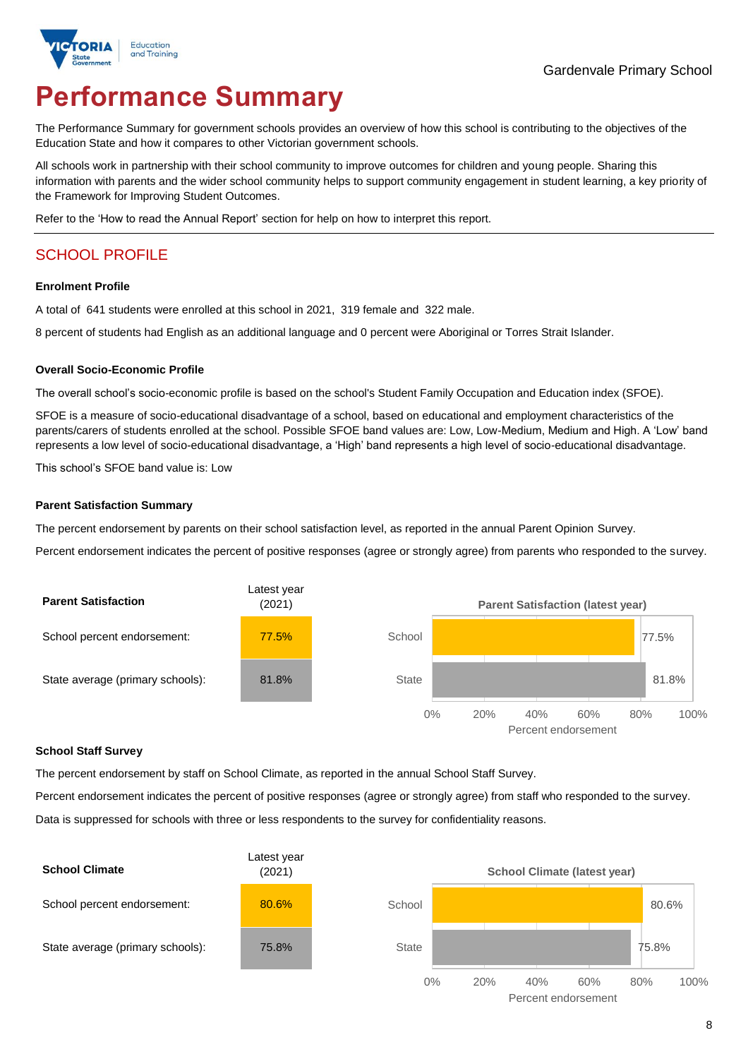# Performance Summary

The Performance Summary for government schools provides an overview of how this school is contributing to the objectives of the Education State and how it compares to other Victorian government schools.

All schools work in partnership with their school community to improve outcomes for children and young people. Sharing this information with parents and the wider school community helps to support community engagement in student learning, a key priority of the Framework for Improving Student Outcomes.

Refer to the 'How to read the Annual Report' section for help on how to interpret this report.

## SCHOOL PROFILE

### Enrolment Profile

A total of 641 students were enrolled at this school in 2021, 319 female and 322 male.

8 percent of students had English as an additional language and 0 percent were Aboriginal or Torres Strait Islander.

### Overall Socio-Economic Profile

The overall school's socio-economic profile is based on the school's Student Family Occupation and Education index (SFOE).

SFOE is a measure of socio-educational disadvantage of a school, based on educational and employment characteristics of the parents/carers of students enrolled at the school. Possible SFOE band values are: Low, Low-Medium, Medium and High. A 'Low' band represents a low level of socio-educational disadvantage, a 'High' band represents a high level of socio-educational disadvantage.

This school's SFOE band value is: Low

### Parent Satisfaction Summary

The percent endorsement by parents on their school satisfaction level, as reported in the annual Parent Opinion Survey.

Percent endorsement indicates the percent of positive responses (agree or strongly agree) from parents who responded to the survey.

| Parent Satisfaction | Latest year (2021) |
|---|---|
| School percent endorsement: | 77.5% |
| State average (primary schools): | 81.8% |

**Parent Satisfaction (latest year)**

| | Percent endorsement |
|---|---|
| School | 77.5% |
| State | 81.8% |

### School Staff Survey

The percent endorsement by staff on School Climate, as reported in the annual School Staff Survey.

Percent endorsement indicates the percent of positive responses (agree or strongly agree) from staff who responded to the survey.

Data is suppressed for schools with three or less respondents to the survey for confidentiality reasons.

| School Climate | Latest year (2021) |
|---|---|
| School percent endorsement: | 80.6% |
| State average (primary schools): | 75.8% |

**School Climate (latest year)**

| | Percent endorsement |
|---|---|
| School | 80.6% |
| State | 75.8% |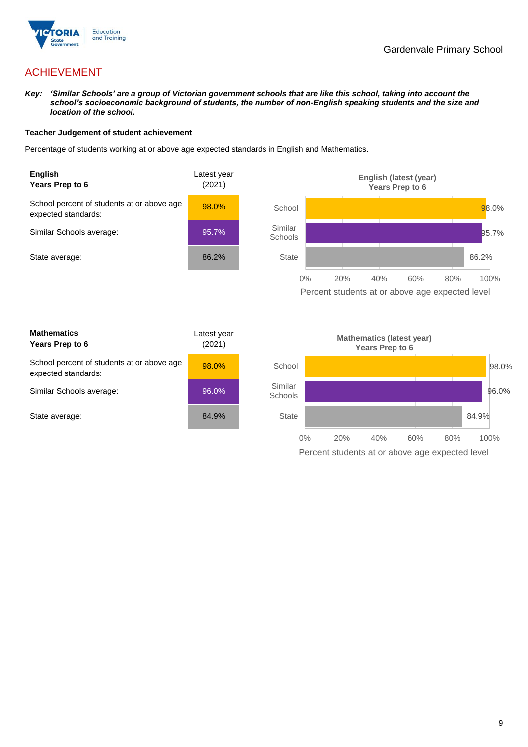## ACHIEVEMENT

***Key:*** ***'Similar Schools' are a group of Victorian government schools that are like this school, taking into account the school's socioeconomic background of students, the number of non-English speaking students and the size and location of the school.***

**Teacher Judgement of student achievement**

Percentage of students working at or above age expected standards in English and Mathematics.

| **English** **Years Prep to 6** | Latest year (2021) |
|---|---|
| School percent of students at or above age expected standards: | 98.0% |
| Similar Schools average: | 95.7% |
| State average: | 86.2% |

**English (latest (year) Years Prep to 6**

| | Percent students at or above age expected level |
|---|---|
| School | 98.0% |
| Similar Schools | 95.7% |
| State | 86.2% |

| **Mathematics** **Years Prep to 6** | Latest year (2021) |
|---|---|
| School percent of students at or above age expected standards: | 98.0% |
| Similar Schools average: | 96.0% |
| State average: | 84.9% |

**Mathematics (latest year) Years Prep to 6**

| | Percent students at or above age expected level |
|---|---|
| School | 98.0% |
| Similar Schools | 96.0% |
| State | 84.9% |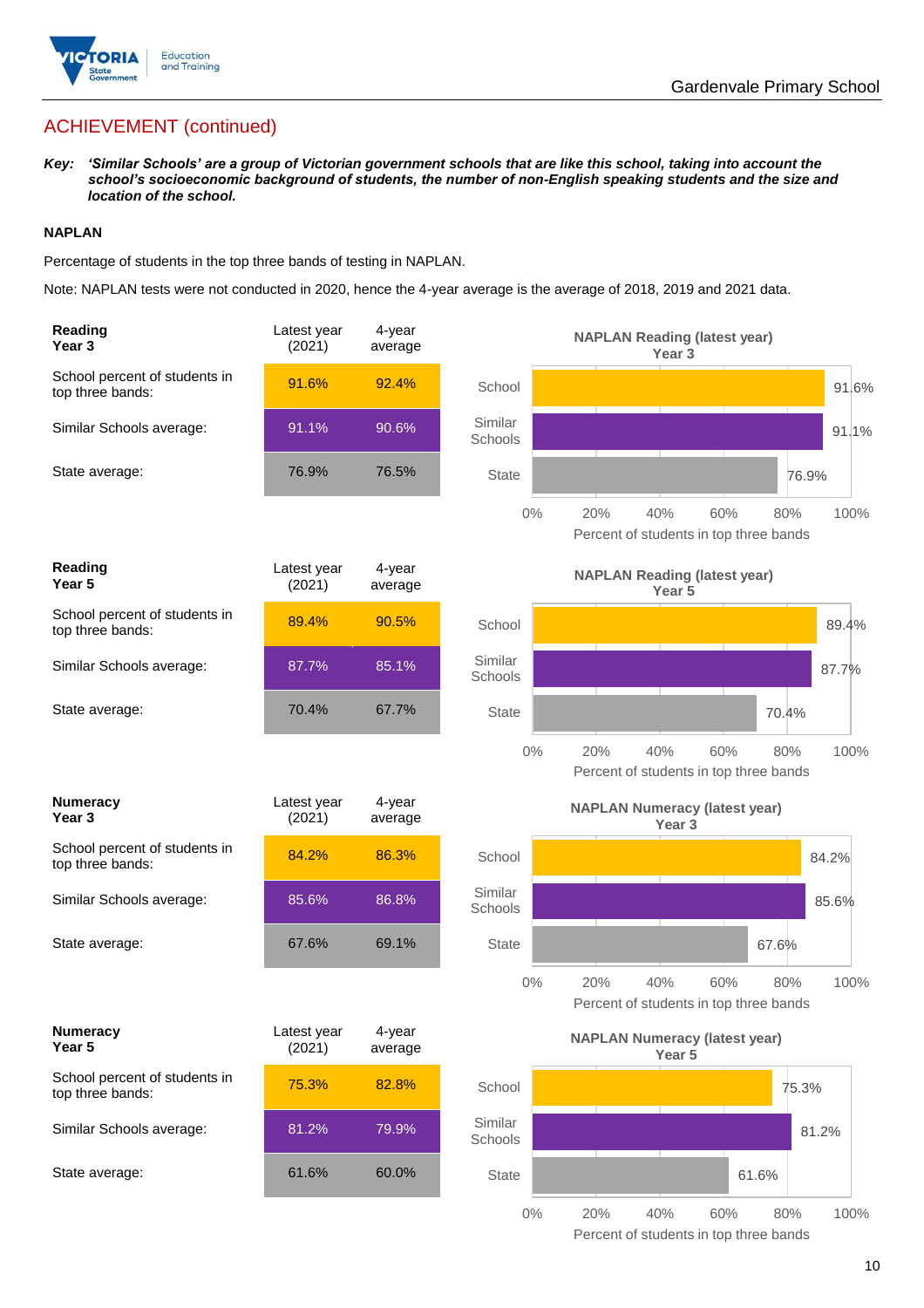## ACHIEVEMENT (continued)

***Key:*** ***'Similar Schools' are a group of Victorian government schools that are like this school, taking into account the school's socioeconomic background of students, the number of non-English speaking students and the size and location of the school.***

### NAPLAN

Percentage of students in the top three bands of testing in NAPLAN.

Note: NAPLAN tests were not conducted in 2020, hence the 4-year average is the average of 2018, 2019 and 2021 data.

| **Reading Year 3** | Latest year (2021) | 4-year average |
|---|---|---|
| School percent of students in top three bands: | 91.6% | 92.4% |
| Similar Schools average: | 91.1% | 90.6% |
| State average: | 76.9% | 76.5% |

**NAPLAN Reading (latest year) Year 3**

| | Percent of students in top three bands |
|---|---|
| School | 91.6% |
| Similar Schools | 91.1% |
| State | 76.9% |

| **Reading Year 5** | Latest year (2021) | 4-year average |
|---|---|---|
| School percent of students in top three bands: | 89.4% | 90.5% |
| Similar Schools average: | 87.7% | 85.1% |
| State average: | 70.4% | 67.7% |

**NAPLAN Reading (latest year) Year 5**

| | Percent of students in top three bands |
|---|---|
| School | 89.4% |
| Similar Schools | 87.7% |
| State | 70.4% |

| **Numeracy Year 3** | Latest year (2021) | 4-year average |
|---|---|---|
| School percent of students in top three bands: | 84.2% | 86.3% |
| Similar Schools average: | 85.6% | 86.8% |
| State average: | 67.6% | 69.1% |

**NAPLAN Numeracy (latest year) Year 3**

| | Percent of students in top three bands |
|---|---|
| School | 84.2% |
| Similar Schools | 85.6% |
| State | 67.6% |

| **Numeracy Year 5** | Latest year (2021) | 4-year average |
|---|---|---|
| School percent of students in top three bands: | 75.3% | 82.8% |
| Similar Schools average: | 81.2% | 79.9% |
| State average: | 61.6% | 60.0% |

**NAPLAN Numeracy (latest year) Year 5**

| | Percent of students in top three bands |
|---|---|
| School | 75.3% |
| Similar Schools | 81.2% |
| State | 61.6% |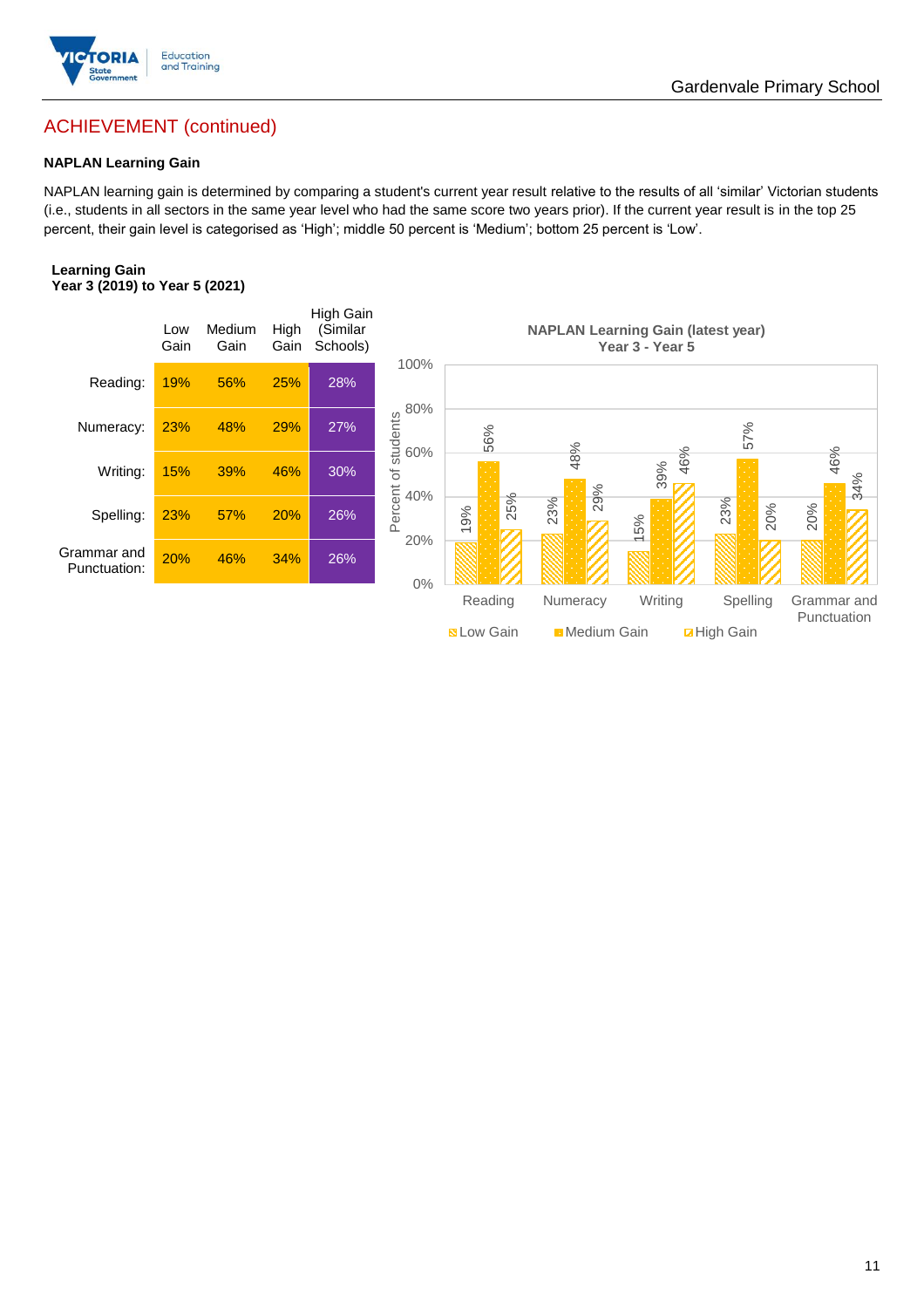## ACHIEVEMENT (continued)

### NAPLAN Learning Gain

NAPLAN learning gain is determined by comparing a student's current year result relative to the results of all 'similar' Victorian students (i.e., students in all sectors in the same year level who had the same score two years prior). If the current year result is in the top 25 percent, their gain level is categorised as 'High'; middle 50 percent is 'Medium'; bottom 25 percent is 'Low'.

**Learning Gain**
**Year 3 (2019) to Year 5 (2021)**

| | Low Gain | Medium Gain | High Gain | High Gain (Similar Schools) |
|---|---|---|---|---|
| Reading: | 19% | 56% | 25% | 28% |
| Numeracy: | 23% | 48% | 29% | 27% |
| Writing: | 15% | 39% | 46% | 30% |
| Spelling: | 23% | 57% | 20% | 26% |
| Grammar and Punctuation: | 20% | 46% | 34% | 26% |

**NAPLAN Learning Gain (latest year)**
**Year 3 - Year 5**

| | Low Gain | Medium Gain | High Gain |
|---|---|---|---|
| Reading | 19% | 56% | 25% |
| Numeracy | 23% | 48% | 29% |
| Writing | 15% | 39% | 46% |
| Spelling | 23% | 57% | 20% |
| Grammar and Punctuation | 20% | 46% | 34% |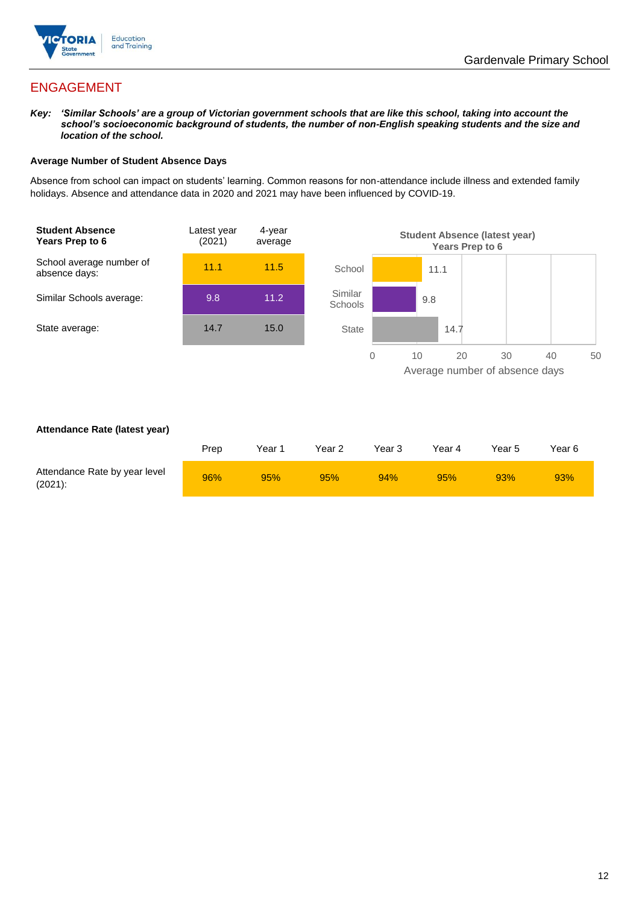# ENGAGEMENT

***Key:** 'Similar Schools' are a group of Victorian government schools that are like this school, taking into account the school's socioeconomic background of students, the number of non-English speaking students and the size and location of the school.*

### Average Number of Student Absence Days

Absence from school can impact on students' learning. Common reasons for non-attendance include illness and extended family holidays. Absence and attendance data in 2020 and 2021 may have been influenced by COVID-19.

| Student Absence Years Prep to 6 | Latest year (2021) | 4-year average |
|---|---|---|
| School average number of absence days: | 11.1 | 11.5 |
| Similar Schools average: | 9.8 | 11.2 |
| State average: | 14.7 | 15.0 |

**Student Absence (latest year) Years Prep to 6**

| | Average number of absence days |
|---|---|
| School | 11.1 |
| Similar Schools | 9.8 |
| State | 14.7 |

### Attendance Rate (latest year)

| | Prep | Year 1 | Year 2 | Year 3 | Year 4 | Year 5 | Year 6 |
|---|---|---|---|---|---|---|---|
| Attendance Rate by year level (2021): | 96% | 95% | 95% | 94% | 95% | 93% | 93% |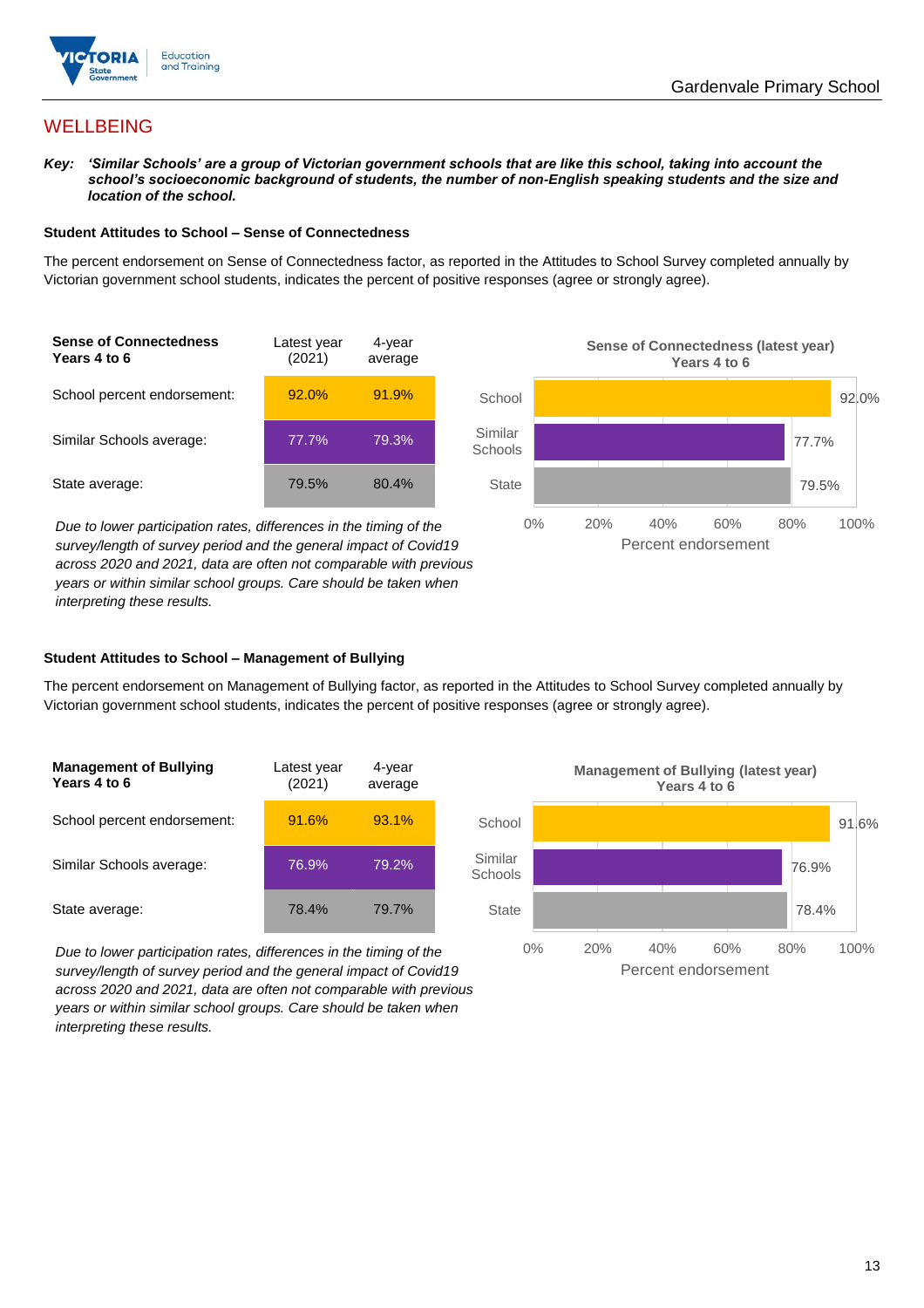# WELLBEING

***Key:*** ***'Similar Schools' are a group of Victorian government schools that are like this school, taking into account the school's socioeconomic background of students, the number of non-English speaking students and the size and location of the school.***

**Student Attitudes to School – Sense of Connectedness**

The percent endorsement on Sense of Connectedness factor, as reported in the Attitudes to School Survey completed annually by Victorian government school students, indicates the percent of positive responses (agree or strongly agree).

| Sense of Connectedness Years 4 to 6 | Latest year (2021) | 4-year average |
|---|---|---|
| School percent endorsement: | 92.0% | 91.9% |
| Similar Schools average: | 77.7% | 79.3% |
| State average: | 79.5% | 80.4% |

*Due to lower participation rates, differences in the timing of the survey/length of survey period and the general impact of Covid19 across 2020 and 2021, data are often not comparable with previous years or within similar school groups. Care should be taken when interpreting these results.*

**Sense of Connectedness (latest year) Years 4 to 6**

| | Percent endorsement |
|---|---|
| School | 92.0% |
| Similar Schools | 77.7% |
| State | 79.5% |

**Student Attitudes to School – Management of Bullying**

The percent endorsement on Management of Bullying factor, as reported in the Attitudes to School Survey completed annually by Victorian government school students, indicates the percent of positive responses (agree or strongly agree).

| Management of Bullying Years 4 to 6 | Latest year (2021) | 4-year average |
|---|---|---|
| School percent endorsement: | 91.6% | 93.1% |
| Similar Schools average: | 76.9% | 79.2% |
| State average: | 78.4% | 79.7% |

*Due to lower participation rates, differences in the timing of the survey/length of survey period and the general impact of Covid19 across 2020 and 2021, data are often not comparable with previous years or within similar school groups. Care should be taken when interpreting these results.*

**Management of Bullying (latest year) Years 4 to 6**

| | Percent endorsement |
|---|---|
| School | 91.6% |
| Similar Schools | 76.9% |
| State | 78.4% |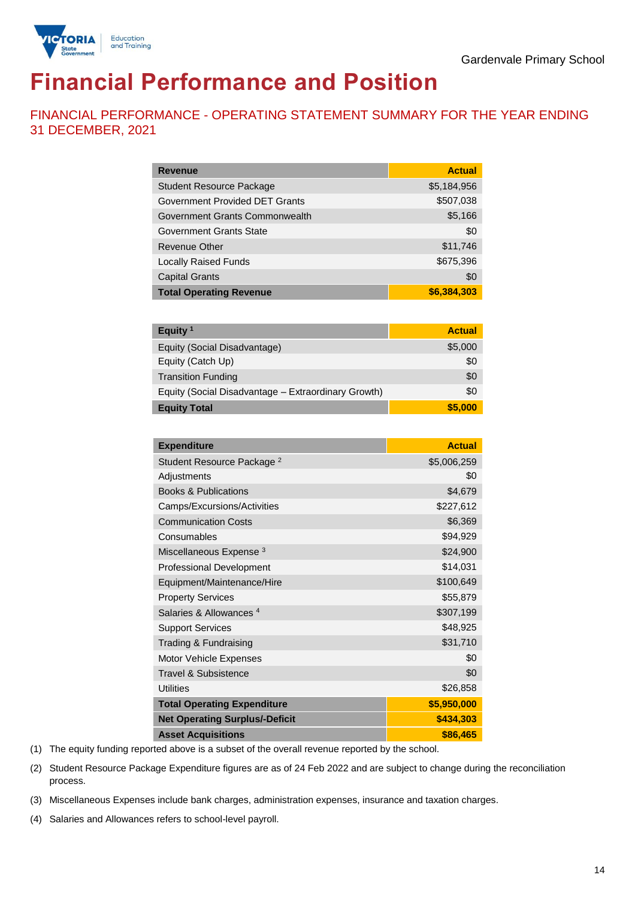Gardenvale Primary School

# Financial Performance and Position

## FINANCIAL PERFORMANCE - OPERATING STATEMENT SUMMARY FOR THE YEAR ENDING 31 DECEMBER, 2021

| Revenue | Actual |
|---|---|
| Student Resource Package | $5,184,956 |
| Government Provided DET Grants | $507,038 |
| Government Grants Commonwealth | $5,166 |
| Government Grants State | $0 |
| Revenue Other | $11,746 |
| Locally Raised Funds | $675,396 |
| Capital Grants | $0 |
| **Total Operating Revenue** | **$6,384,303** |

| Equity [1] | Actual |
|---|---|
| Equity (Social Disadvantage) | $5,000 |
| Equity (Catch Up) | $0 |
| Transition Funding | $0 |
| Equity (Social Disadvantage – Extraordinary Growth) | $0 |
| **Equity Total** | **$5,000** |

| Expenditure | Actual |
|---|---|
| Student Resource Package [2] | $5,006,259 |
| Adjustments | $0 |
| Books & Publications | $4,679 |
| Camps/Excursions/Activities | $227,612 |
| Communication Costs | $6,369 |
| Consumables | $94,929 |
| Miscellaneous Expense [3] | $24,900 |
| Professional Development | $14,031 |
| Equipment/Maintenance/Hire | $100,649 |
| Property Services | $55,879 |
| Salaries & Allowances [4] | $307,199 |
| Support Services | $48,925 |
| Trading & Fundraising | $31,710 |
| Motor Vehicle Expenses | $0 |
| Travel & Subsistence | $0 |
| Utilities | $26,858 |
| **Total Operating Expenditure** | **$5,950,000** |
| **Net Operating Surplus/-Deficit** | **$434,303** |
| **Asset Acquisitions** | **$86,465** |

(1) The equity funding reported above is a subset of the overall revenue reported by the school.

(2) Student Resource Package Expenditure figures are as of 24 Feb 2022 and are subject to change during the reconciliation process.

(3) Miscellaneous Expenses include bank charges, administration expenses, insurance and taxation charges.

(4) Salaries and Allowances refers to school-level payroll.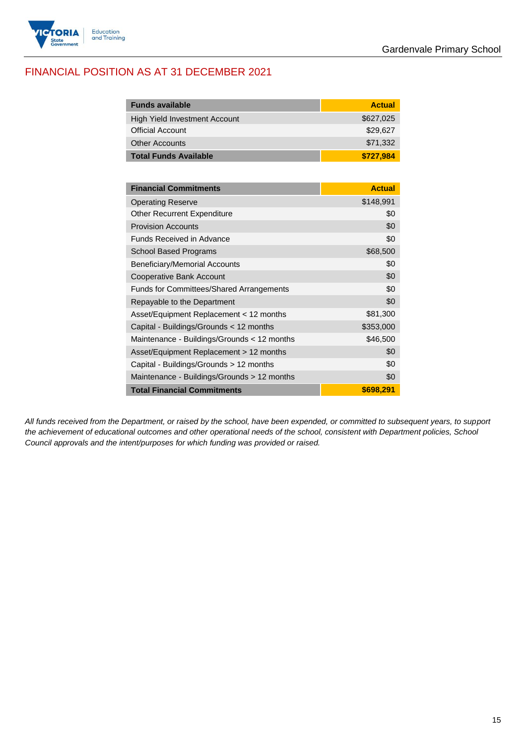# FINANCIAL POSITION AS AT 31 DECEMBER 2021

| Funds available | Actual |
|---|---|
| High Yield Investment Account | $627,025 |
| Official Account | $29,627 |
| Other Accounts | $71,332 |
| **Total Funds Available** | **$727,984** |

| Financial Commitments | Actual |
|---|---|
| Operating Reserve | $148,991 |
| Other Recurrent Expenditure | $0 |
| Provision Accounts | $0 |
| Funds Received in Advance | $0 |
| School Based Programs | $68,500 |
| Beneficiary/Memorial Accounts | $0 |
| Cooperative Bank Account | $0 |
| Funds for Committees/Shared Arrangements | $0 |
| Repayable to the Department | $0 |
| Asset/Equipment Replacement < 12 months | $81,300 |
| Capital - Buildings/Grounds < 12 months | $353,000 |
| Maintenance - Buildings/Grounds < 12 months | $46,500 |
| Asset/Equipment Replacement > 12 months | $0 |
| Capital - Buildings/Grounds > 12 months | $0 |
| Maintenance - Buildings/Grounds > 12 months | $0 |
| **Total Financial Commitments** | **$698,291** |

*All funds received from the Department, or raised by the school, have been expended, or committed to subsequent years, to support the achievement of educational outcomes and other operational needs of the school, consistent with Department policies, School Council approvals and the intent/purposes for which funding was provided or raised.*